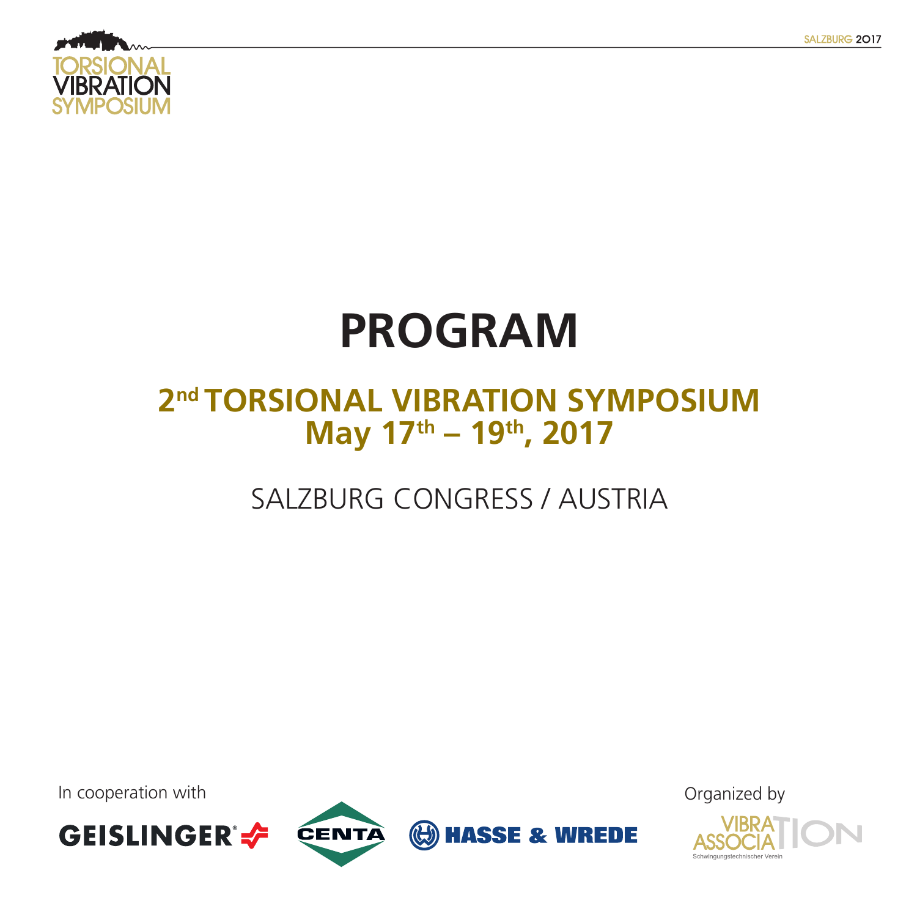# PROGRAM

## 2nd TORSIONAL VIBRATION SYMPOSIUM
## May 17th – 19th, 2017

SALZBURG CONGRESS / AUSTRIA

In cooperation with

GEISLINGER CENTA HASSE & WREDE

Organized by

VIBRATION ASSOCIATION
Schwingungstechnischer Verein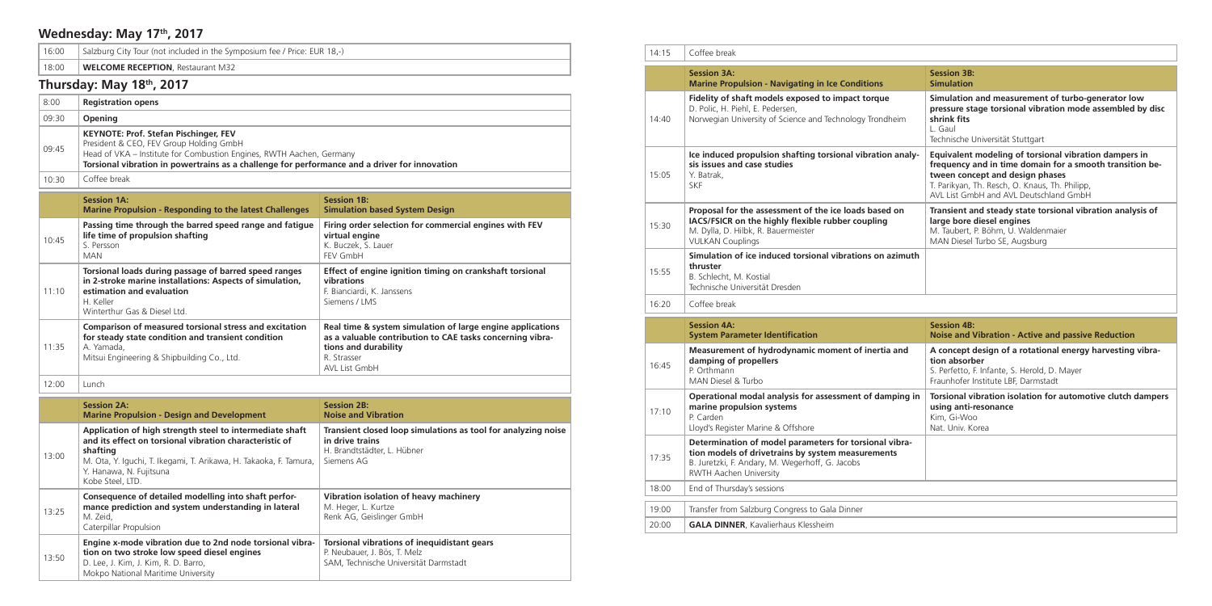## Wednesday: May 17th, 2017

| | |
|---|---|
| 16:00 | Salzburg City Tour (not included in the Symposium fee / Price: EUR 18,-) |
| 18:00 | **WELCOME RECEPTION**, Restaurant M32 |

## Thursday: May 18th, 2017

| | |
|---|---|
| 8:00 | **Registration opens** |
| 09:30 | **Opening** |
| 09:45 | **KEYNOTE: Prof. Stefan Pischinger, FEV**<br>President & CEO, FEV Group Holding GmbH<br>Head of VKA – Institute for Combustion Engines, RWTH Aachen, Germany<br>**Torsional vibration in powertrains as a challenge for performance and a driver for innovation** |
| 10:30 | Coffee break |

| | **Session 1A:**<br>**Marine Propulsion - Responding to the latest Challenges** | **Session 1B:**<br>**Simulation based System Design** |
|---|---|---|
| 10:45 | **Passing time through the barred speed range and fatigue life time of propulsion shafting**<br>S. Persson<br>MAN | **Firing order selection for commercial engines with FEV virtual engine**<br>K. Buczek, S. Lauer<br>FEV GmbH |
| 11:10 | **Torsional loads during passage of barred speed ranges in 2-stroke marine installations: Aspects of simulation, estimation and evaluation**<br>H. Keller<br>Winterthur Gas & Diesel Ltd. | **Effect of engine ignition timing on crankshaft torsional vibrations**<br>F. Bianciardi, K. Janssens<br>Siemens / LMS |
| 11:35 | **Comparison of measured torsional stress and excitation for steady state condition and transient condition**<br>A. Yamada,<br>Mitsui Engineering & Shipbuilding Co., Ltd. | **Real time & system simulation of large engine applications as a valuable contribution to CAE tasks concerning vibrations and durability**<br>R. Strasser<br>AVL List GmbH |
| 12:00 | Lunch | |

| | **Session 2A:**<br>**Marine Propulsion - Design and Development** | **Session 2B:**<br>**Noise and Vibration** |
|---|---|---|
| 13:00 | **Application of high strength steel to intermediate shaft and its effect on torsional vibration characteristic of shafting**<br>M. Ota, Y. Iguchi, T. Ikegami, T. Arikawa, H. Takaoka, F. Tamura, Y. Hanawa, N. Fujitsuna<br>Kobe Steel, LTD. | **Transient closed loop simulations as tool for analyzing noise in drive trains**<br>H. Brandtstädter, L. Hübner<br>Siemens AG |
| 13:25 | **Consequence of detailed modelling into shaft performance prediction and system understanding in lateral**<br>M. Zeid,<br>Caterpillar Propulsion | **Vibration isolation of heavy machinery**<br>M. Heger, L. Kurtze<br>Renk AG, Geislinger GmbH |
| 13:50 | **Engine x-mode vibration due to 2nd node torsional vibration on two stroke low speed diesel engines**<br>D. Lee, J. Kim, J. Kim, R. D. Barro,<br>Mokpo National Maritime University | **Torsional vibrations of inequidistant gears**<br>P. Neubauer, J. Bös, T. Melz<br>SAM, Technische Universität Darmstadt |
| 14:15 | Coffee break | |

| | **Session 3A:**<br>**Marine Propulsion - Navigating in Ice Conditions** | **Session 3B:**<br>**Simulation** |
|---|---|---|
| 14:40 | **Fidelity of shaft models exposed to impact torque**<br>D. Polic, H. Piehl, E. Pedersen,<br>Norwegian University of Science and Technology Trondheim | **Simulation and measurement of turbo-generator low pressure stage torsional vibration mode assembled by disc shrink fits**<br>L. Gaul<br>Technische Universität Stuttgart |
| 15:05 | **Ice induced propulsion shafting torsional vibration analysis issues and case studies**<br>Y. Batrak,<br>SKF | **Equivalent modeling of torsional vibration dampers in frequency and in time domain for a smooth transition between concept and design phases**<br>T. Parikyan, Th. Resch, O. Knaus, Th. Philipp,<br>AVL List GmbH and AVL Deutschland GmbH |
| 15:30 | **Proposal for the assessment of the ice loads based on IACS/FSICR on the highly flexible rubber coupling**<br>M. Dylla, D. Hilbk, R. Bauermeister<br>VULKAN Couplings | **Transient and steady state torsional vibration analysis of large bore diesel engines**<br>M. Taubert, P. Böhm, U. Waldenmaier<br>MAN Diesel Turbo SE, Augsburg |
| 15:55 | **Simulation of ice induced torsional vibrations on azimuth thruster**<br>B. Schlecht, M. Kostial<br>Technische Universität Dresden | |
| 16:20 | Coffee break | |

| | **Session 4A:**<br>**System Parameter Identification** | **Session 4B:**<br>**Noise and Vibration - Active and passive Reduction** |
|---|---|---|
| 16:45 | **Measurement of hydrodynamic moment of inertia and damping of propellers**<br>P. Orthmann<br>MAN Diesel & Turbo | **A concept design of a rotational energy harvesting vibration absorber**<br>S. Perfetto, F. Infante, S. Herold, D. Mayer<br>Fraunhofer Institute LBF, Darmstadt |
| 17:10 | **Operational modal analysis for assessment of damping in marine propulsion systems**<br>P. Carden<br>Lloyd's Register Marine & Offshore | **Torsional vibration isolation for automotive clutch dampers using anti-resonance**<br>Kim, Gi-Woo<br>Nat. Univ. Korea |
| 17:35 | **Determination of model parameters for torsional vibration models of drivetrains by system measurements**<br>B. Juretzki, F. Andary, M. Wegerhoff, G. Jacobs<br>RWTH Aachen University | |
| 18:00 | End of Thursday's sessions | |

| | |
|---|---|
| 19:00 | Transfer from Salzburg Congress to Gala Dinner |
| 20:00 | **GALA DINNER**, Kavalierhaus Klessheim |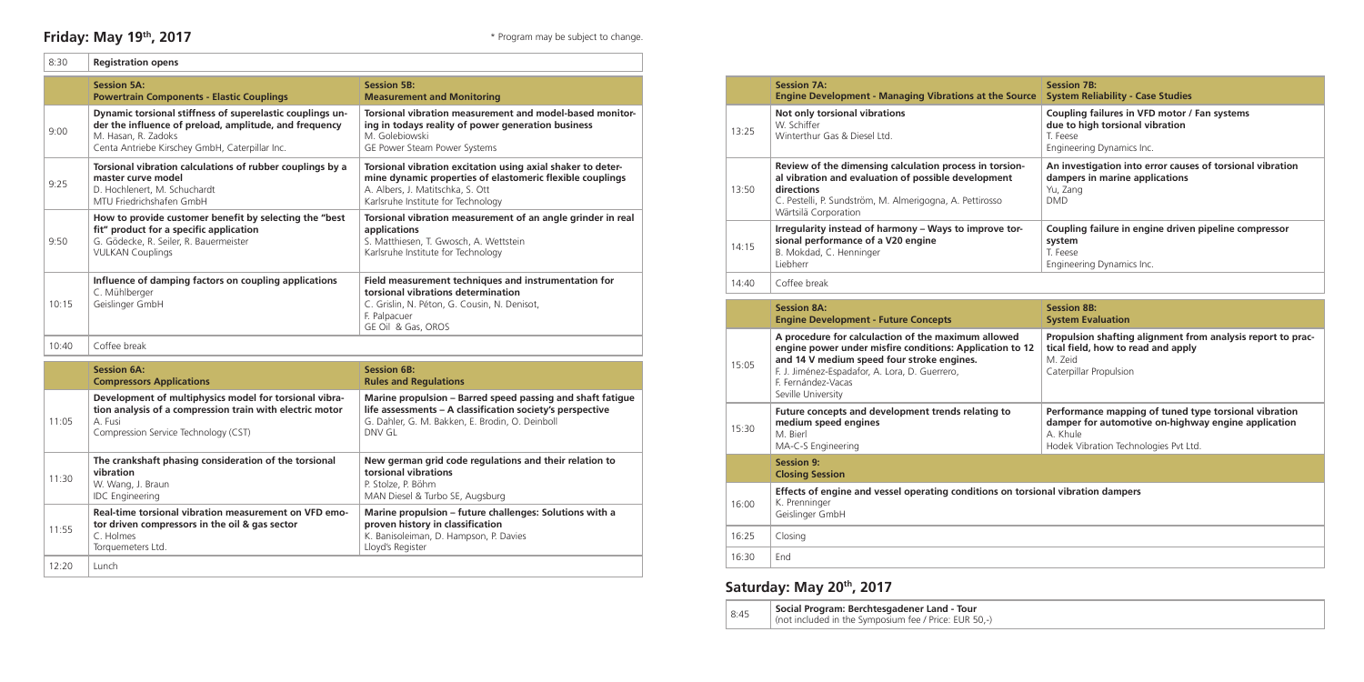## Friday: May 19th, 2017

\* Program may be subject to change.

| | | |
|---|---|---|
| 8:30 | **Registration opens** | |
| | **Session 5A: Powertrain Components - Elastic Couplings** | **Session 5B: Measurement and Monitoring** |
| 9:00 | **Dynamic torsional stiffness of superelastic couplings under the influence of preload, amplitude, and frequency**<br>M. Hasan, R. Zadoks<br>Centa Antriebe Kirschey GmbH, Caterpillar Inc. | **Torsional vibration measurement and model-based monitoring in todays reality of power generation business**<br>M. Golebiowski<br>GE Power Steam Power Systems |
| 9:25 | **Torsional vibration calculations of rubber couplings by a master curve model**<br>D. Hochlenert, M. Schuchardt<br>MTU Friedrichshafen GmbH | **Torsional vibration excitation using axial shaker to determine dynamic properties of elastomeric flexible couplings**<br>A. Albers, J. Matitschka, S. Ott<br>Karlsruhe Institute for Technology |
| 9:50 | **How to provide customer benefit by selecting the "best fit" product for a specific application**<br>G. Gödecke, R. Seiler, R. Bauermeister<br>VULKAN Couplings | **Torsional vibration measurement of an angle grinder in real applications**<br>S. Matthiesen, T. Gwosch, A. Wettstein<br>Karlsruhe Institute for Technology |
| 10:15 | **Influence of damping factors on coupling applications**<br>C. Mühlberger<br>Geislinger GmbH | **Field measurement techniques and instrumentation for torsional vibrations determination**<br>C. Grislin, N. Péton, G. Cousin, N. Denisot, F. Palpacuer<br>GE Oil & Gas, OROS |
| 10:40 | Coffee break | |
| | **Session 6A: Compressors Applications** | **Session 6B: Rules and Regulations** |
| 11:05 | **Development of multiphysics model for torsional vibration analysis of a compression train with electric motor**<br>A. Fusi<br>Compression Service Technology (CST) | **Marine propulsion – Barred speed passing and shaft fatigue life assessments – A classification society's perspective**<br>G. Dahler, G. M. Bakken, E. Brodin, O. Deinboll<br>DNV GL |
| 11:30 | **The crankshaft phasing consideration of the torsional vibration**<br>W. Wang, J. Braun<br>IDC Engineering | **New german grid code regulations and their relation to torsional vibrations**<br>P. Stolze, P. Böhm<br>MAN Diesel & Turbo SE, Augsburg |
| 11:55 | **Real-time torsional vibration measurement on VFD emotor driven compressors in the oil & gas sector**<br>C. Holmes<br>Torquemeters Ltd. | **Marine propulsion – future challenges: Solutions with a proven history in classification**<br>K. Banisoleiman, D. Hampson, P. Davies<br>Lloyd's Register |
| 12:20 | Lunch | |

| | | |
|---|---|---|
| | **Session 7A: Engine Development - Managing Vibrations at the Source** | **Session 7B: System Reliability - Case Studies** |
| 13:25 | **Not only torsional vibrations**<br>W. Schiffer<br>Winterthur Gas & Diesel Ltd. | **Coupling failures in VFD motor / Fan systems due to high torsional vibration**<br>T. Feese<br>Engineering Dynamics Inc. |
| 13:50 | **Review of the dimensing calculation process in torsional vibration and evaluation of possible development directions**<br>C. Pestelli, P. Sundström, M. Almerigogna, A. Pettirosso<br>Wärtsilä Corporation | **An investigation into error causes of torsional vibration dampers in marine applications**<br>Yu, Zang<br>DMD |
| 14:15 | **Irregularity instead of harmony – Ways to improve torsional performance of a V20 engine**<br>B. Mokdad, C. Henninger<br>Liebherr | **Coupling failure in engine driven pipeline compressor system**<br>T. Feese<br>Engineering Dynamics Inc. |
| 14:40 | Coffee break | |
| | **Session 8A: Engine Development - Future Concepts** | **Session 8B: System Evaluation** |
| 15:05 | **A procedure for calculation of the maximum allowed engine power under misfire conditions: Application to 12 and 14 V medium speed four stroke engines.**<br>F. J. Jiménez-Espadafor, A. Lora, D. Guerrero, F. Fernández-Vacas<br>Seville University | **Propulsion shafting alignment from analysis report to practical field, how to read and apply**<br>M. Zeid<br>Caterpillar Propulsion |
| 15:30 | **Future concepts and development trends relating to medium speed engines**<br>M. Bierl<br>MA-C-S Engineering | **Performance mapping of tuned type torsional vibration damper for automotive on-highway engine application**<br>A. Khule<br>Hodek Vibration Technologies Pvt Ltd. |
| | **Session 9: Closing Session** | |
| 16:00 | **Effects of engine and vessel operating conditions on torsional vibration dampers**<br>K. Prenninger<br>Geislinger GmbH | |
| 16:25 | Closing | |
| 16:30 | End | |

## Saturday: May 20th, 2017

| | |
|---|---|
| 8:45 | **Social Program: Berchtesgadener Land - Tour**<br>(not included in the Symposium fee / Price: EUR 50,-) |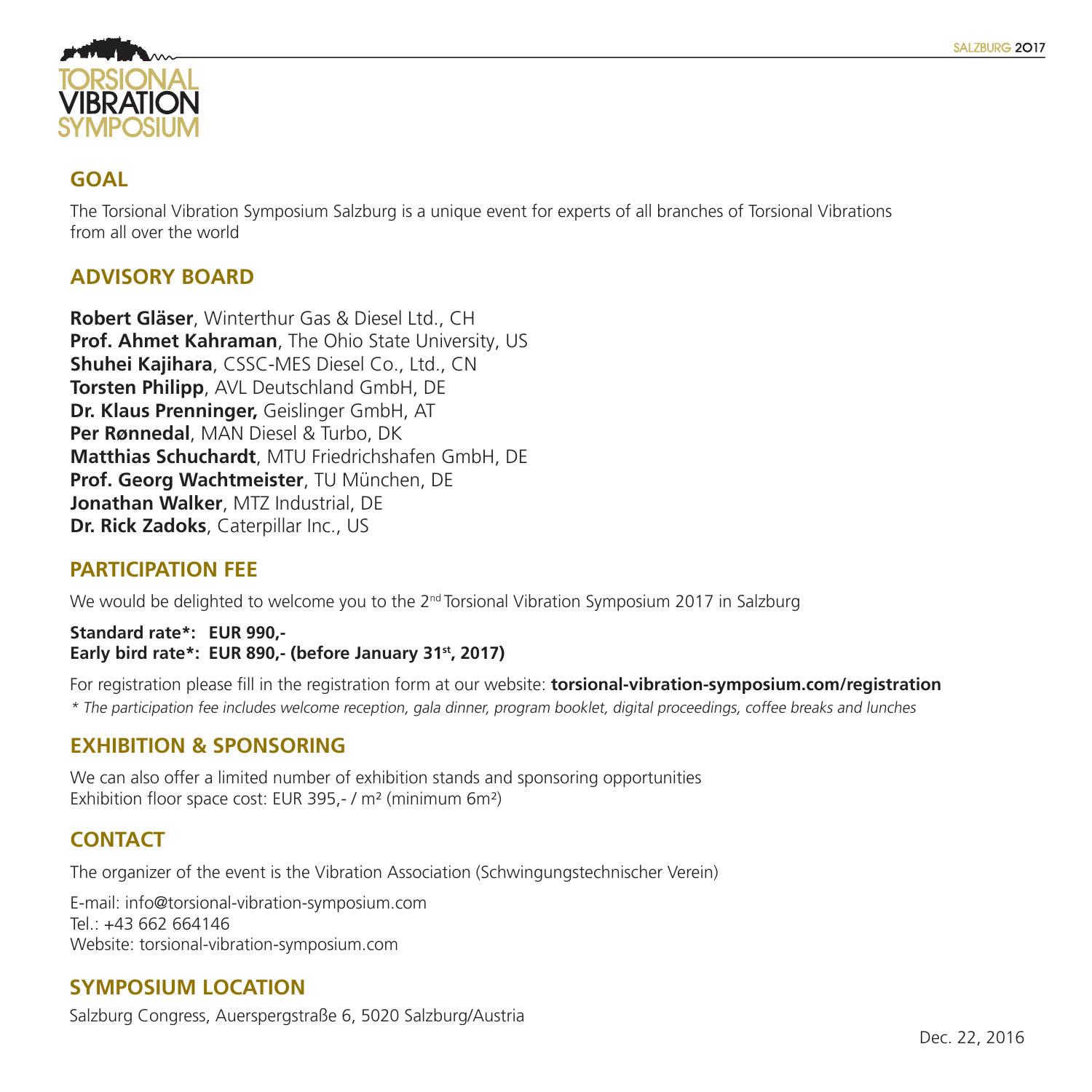# TORSIONAL VIBRATION SYMPOSIUM

## GOAL

The Torsional Vibration Symposium Salzburg is a unique event for experts of all branches of Torsional Vibrations from all over the world

## ADVISORY BOARD

**Robert Gläser**, Winterthur Gas & Diesel Ltd., CH
**Prof. Ahmet Kahraman**, The Ohio State University, US
**Shuhei Kajihara**, CSSC-MES Diesel Co., Ltd., CN
**Torsten Philipp**, AVL Deutschland GmbH, DE
**Dr. Klaus Prenninger,** Geislinger GmbH, AT
**Per Rønnedal**, MAN Diesel & Turbo, DK
**Matthias Schuchardt**, MTU Friedrichshafen GmbH, DE
**Prof. Georg Wachtmeister**, TU München, DE
**Jonathan Walker**, MTZ Industrial, DE
**Dr. Rick Zadoks**, Caterpillar Inc., US

## PARTICIPATION FEE

We would be delighted to welcome you to the 2nd Torsional Vibration Symposium 2017 in Salzburg

**Standard rate*: EUR 990,-**
**Early bird rate*: EUR 890,- (before January 31st, 2017)**

For registration please fill in the registration form at our website: **torsional-vibration-symposium.com/registration**

*\* The participation fee includes welcome reception, gala dinner, program booklet, digital proceedings, coffee breaks and lunches*

## EXHIBITION & SPONSORING

We can also offer a limited number of exhibition stands and sponsoring opportunities
Exhibition floor space cost: EUR 395,- / m² (minimum 6m²)

## CONTACT

The organizer of the event is the Vibration Association (Schwingungstechnischer Verein)

E-mail: info@torsional-vibration-symposium.com
Tel.: +43 662 664146
Website: torsional-vibration-symposium.com

## SYMPOSIUM LOCATION

Salzburg Congress, Auerspergstraße 6, 5020 Salzburg/Austria

Dec. 22, 2016